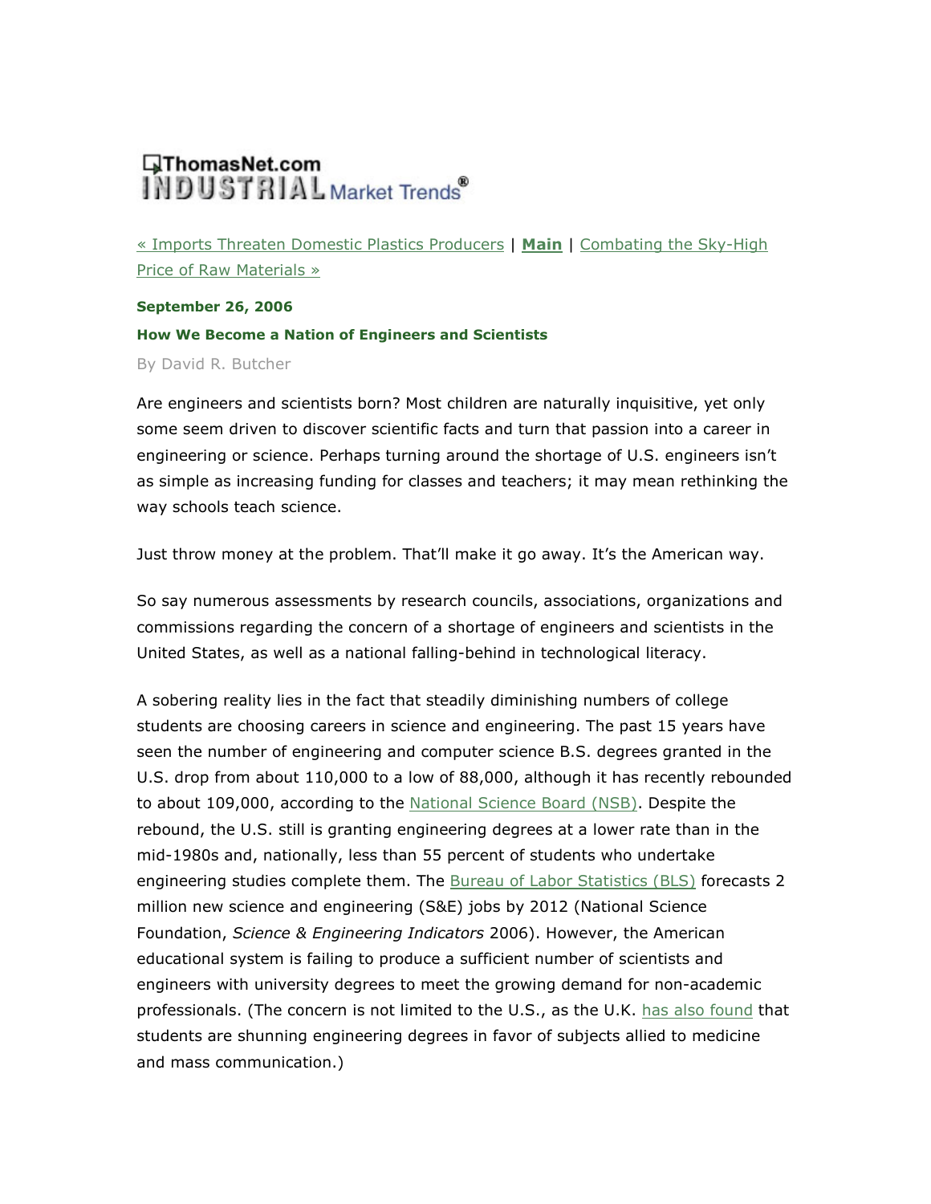ThomasNet.com INDUSTRIAL Market Trends®

« Imports Threaten Domestic Plastics Producers | **Main** | Combating the Sky-High Price of Raw Materials »

**September 26, 2006**

## How We Become a Nation of Engineers and Scientists

By David R. Butcher

Are engineers and scientists born? Most children are naturally inquisitive, yet only some seem driven to discover scientific facts and turn that passion into a career in engineering or science. Perhaps turning around the shortage of U.S. engineers isn't as simple as increasing funding for classes and teachers; it may mean rethinking the way schools teach science.

Just throw money at the problem. That'll make it go away. It's the American way.

So say numerous assessments by research councils, associations, organizations and commissions regarding the concern of a shortage of engineers and scientists in the United States, as well as a national falling-behind in technological literacy.

A sobering reality lies in the fact that steadily diminishing numbers of college students are choosing careers in science and engineering. The past 15 years have seen the number of engineering and computer science B.S. degrees granted in the U.S. drop from about 110,000 to a low of 88,000, although it has recently rebounded to about 109,000, according to the National Science Board (NSB). Despite the rebound, the U.S. still is granting engineering degrees at a lower rate than in the mid-1980s and, nationally, less than 55 percent of students who undertake engineering studies complete them. The Bureau of Labor Statistics (BLS) forecasts 2 million new science and engineering (S&E) jobs by 2012 (National Science Foundation, *Science & Engineering Indicators* 2006). However, the American educational system is failing to produce a sufficient number of scientists and engineers with university degrees to meet the growing demand for non-academic professionals. (The concern is not limited to the U.S., as the U.K. has also found that students are shunning engineering degrees in favor of subjects allied to medicine and mass communication.)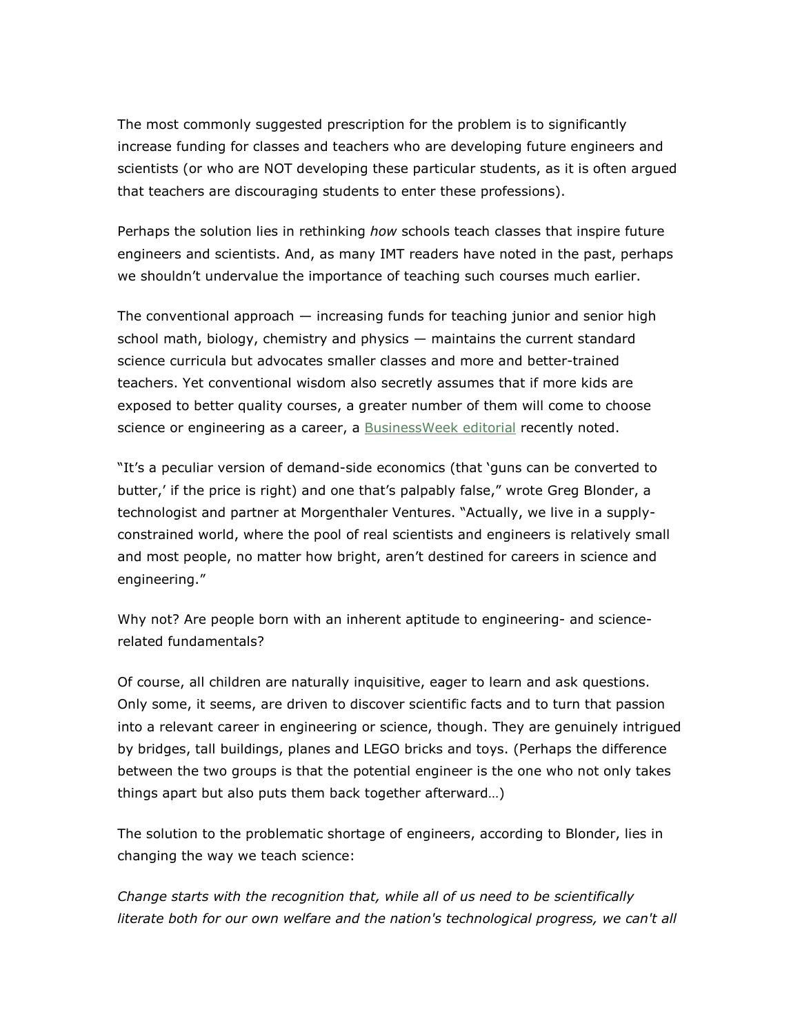The most commonly suggested prescription for the problem is to significantly increase funding for classes and teachers who are developing future engineers and scientists (or who are NOT developing these particular students, as it is often argued that teachers are discouraging students to enter these professions).

Perhaps the solution lies in rethinking *how* schools teach classes that inspire future engineers and scientists. And, as many IMT readers have noted in the past, perhaps we shouldn't undervalue the importance of teaching such courses much earlier.

The conventional approach — increasing funds for teaching junior and senior high school math, biology, chemistry and physics — maintains the current standard science curricula but advocates smaller classes and more and better-trained teachers. Yet conventional wisdom also secretly assumes that if more kids are exposed to better quality courses, a greater number of them will come to choose science or engineering as a career, a BusinessWeek editorial recently noted.

"It's a peculiar version of demand-side economics (that 'guns can be converted to butter,' if the price is right) and one that's palpably false," wrote Greg Blonder, a technologist and partner at Morgenthaler Ventures. "Actually, we live in a supply-constrained world, where the pool of real scientists and engineers is relatively small and most people, no matter how bright, aren't destined for careers in science and engineering."

Why not? Are people born with an inherent aptitude to engineering- and science-related fundamentals?

Of course, all children are naturally inquisitive, eager to learn and ask questions. Only some, it seems, are driven to discover scientific facts and to turn that passion into a relevant career in engineering or science, though. They are genuinely intrigued by bridges, tall buildings, planes and LEGO bricks and toys. (Perhaps the difference between the two groups is that the potential engineer is the one who not only takes things apart but also puts them back together afterward…)

The solution to the problematic shortage of engineers, according to Blonder, lies in changing the way we teach science:

*Change starts with the recognition that, while all of us need to be scientifically literate both for our own welfare and the nation's technological progress, we can't all*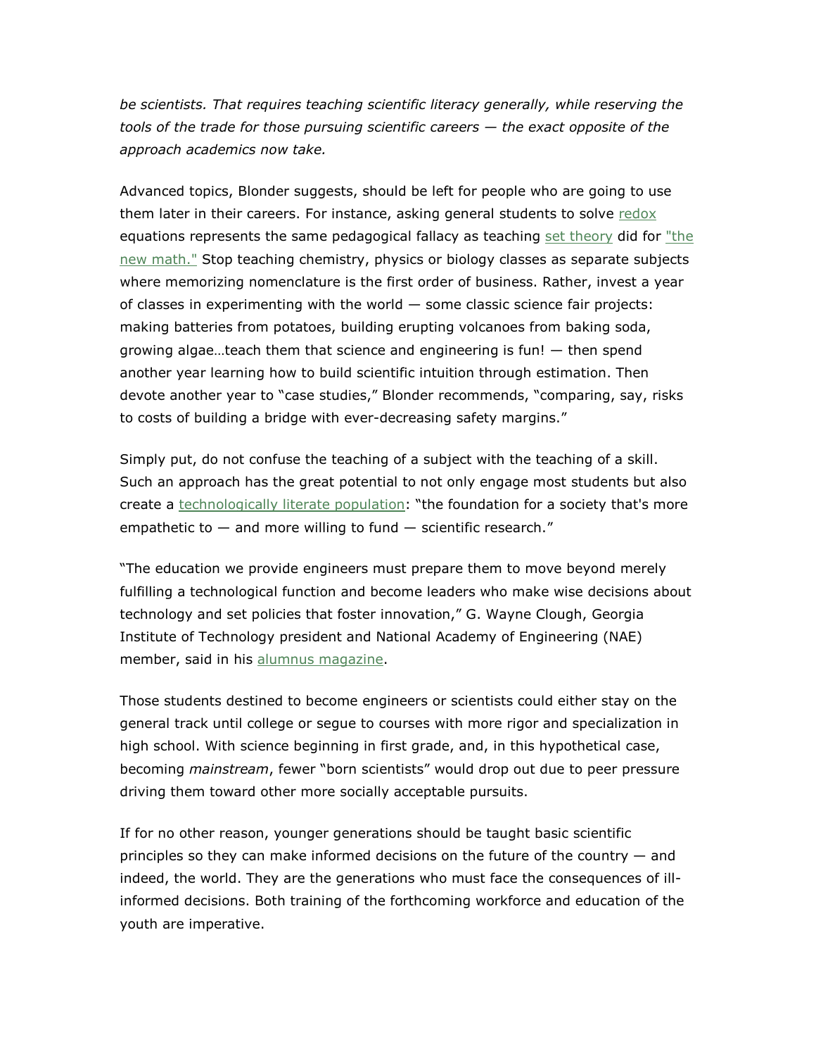*be scientists. That requires teaching scientific literacy generally, while reserving the tools of the trade for those pursuing scientific careers — the exact opposite of the approach academics now take.*

Advanced topics, Blonder suggests, should be left for people who are going to use them later in their careers. For instance, asking general students to solve redox equations represents the same pedagogical fallacy as teaching set theory did for "the new math." Stop teaching chemistry, physics or biology classes as separate subjects where memorizing nomenclature is the first order of business. Rather, invest a year of classes in experimenting with the world — some classic science fair projects: making batteries from potatoes, building erupting volcanoes from baking soda, growing algae…teach them that science and engineering is fun! — then spend another year learning how to build scientific intuition through estimation. Then devote another year to "case studies," Blonder recommends, "comparing, say, risks to costs of building a bridge with ever-decreasing safety margins."

Simply put, do not confuse the teaching of a subject with the teaching of a skill. Such an approach has the great potential to not only engage most students but also create a technologically literate population: "the foundation for a society that's more empathetic to — and more willing to fund — scientific research."

"The education we provide engineers must prepare them to move beyond merely fulfilling a technological function and become leaders who make wise decisions about technology and set policies that foster innovation," G. Wayne Clough, Georgia Institute of Technology president and National Academy of Engineering (NAE) member, said in his alumnus magazine.

Those students destined to become engineers or scientists could either stay on the general track until college or segue to courses with more rigor and specialization in high school. With science beginning in first grade, and, in this hypothetical case, becoming *mainstream*, fewer "born scientists" would drop out due to peer pressure driving them toward other more socially acceptable pursuits.

If for no other reason, younger generations should be taught basic scientific principles so they can make informed decisions on the future of the country — and indeed, the world. They are the generations who must face the consequences of ill-informed decisions. Both training of the forthcoming workforce and education of the youth are imperative.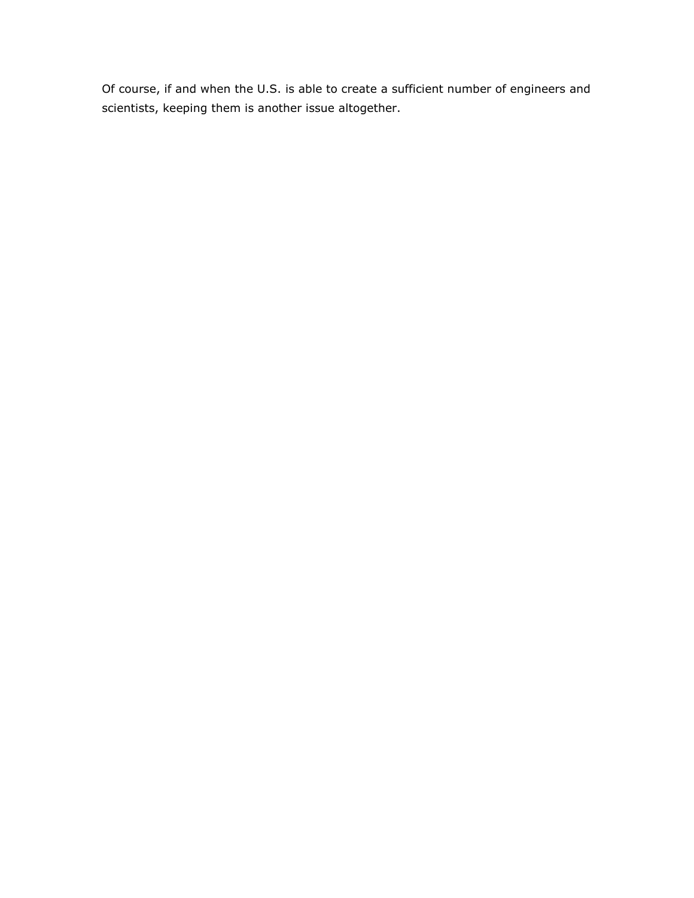Of course, if and when the U.S. is able to create a sufficient number of engineers and scientists, keeping them is another issue altogether.